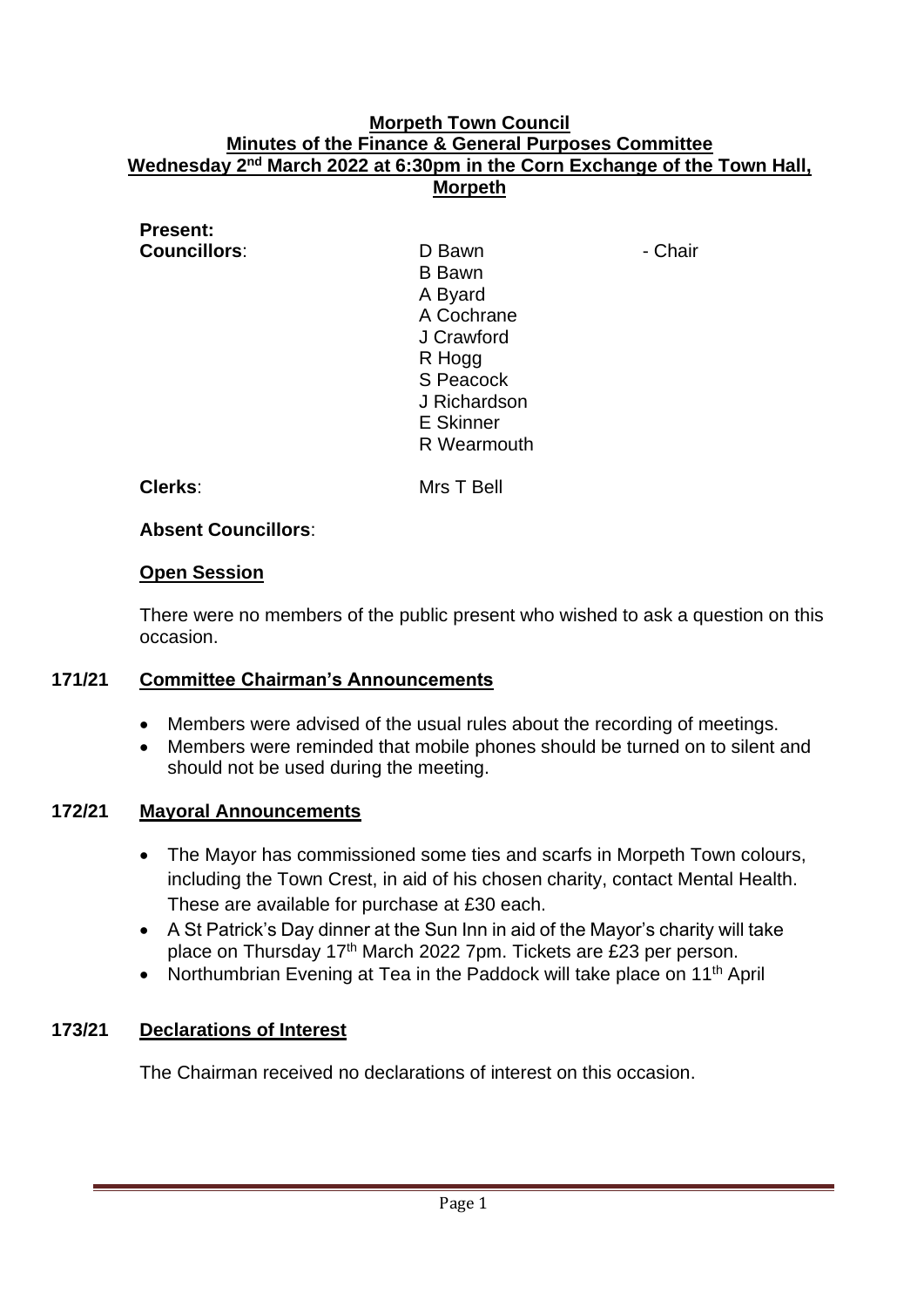# Morpeth Town Council
## Minutes of the Finance & General Purposes Committee
## Wednesday 2nd March 2022 at 6:30pm in the Corn Exchange of the Town Hall, Morpeth

**Present:**

**Councillors**:

D Bawn - Chair
B Bawn
A Byard
A Cochrane
J Crawford
R Hogg
S Peacock
J Richardson
E Skinner
R Wearmouth

**Clerks**: Mrs T Bell

**Absent Councillors**:

### Open Session

There were no members of the public present who wished to ask a question on this occasion.

### 171/21 Committee Chairman's Announcements

- Members were advised of the usual rules about the recording of meetings.
- Members were reminded that mobile phones should be turned on to silent and should not be used during the meeting.

### 172/21 Mayoral Announcements

- The Mayor has commissioned some ties and scarfs in Morpeth Town colours, including the Town Crest, in aid of his chosen charity, contact Mental Health. These are available for purchase at £30 each.
- A St Patrick's Day dinner at the Sun Inn in aid of the Mayor's charity will take place on Thursday 17th March 2022 7pm. Tickets are £23 per person.
- Northumbrian Evening at Tea in the Paddock will take place on 11th April

### 173/21 Declarations of Interest

The Chairman received no declarations of interest on this occasion.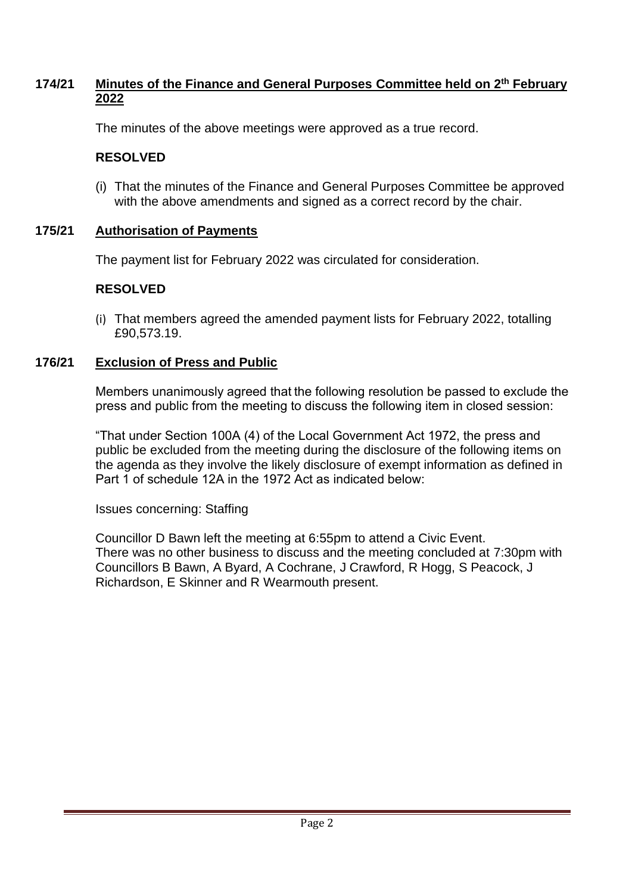**174/21 Minutes of the Finance and General Purposes Committee held on 2th February 2022**

The minutes of the above meetings were approved as a true record.

**RESOLVED**

(i) That the minutes of the Finance and General Purposes Committee be approved with the above amendments and signed as a correct record by the chair.

**175/21 Authorisation of Payments**

The payment list for February 2022 was circulated for consideration.

**RESOLVED**

(i) That members agreed the amended payment lists for February 2022, totalling £90,573.19.

**176/21 Exclusion of Press and Public**

Members unanimously agreed that the following resolution be passed to exclude the press and public from the meeting to discuss the following item in closed session:

"That under Section 100A (4) of the Local Government Act 1972, the press and public be excluded from the meeting during the disclosure of the following items on the agenda as they involve the likely disclosure of exempt information as defined in Part 1 of schedule 12A in the 1972 Act as indicated below:

Issues concerning: Staffing

Councillor D Bawn left the meeting at 6:55pm to attend a Civic Event.
There was no other business to discuss and the meeting concluded at 7:30pm with Councillors B Bawn, A Byard, A Cochrane, J Crawford, R Hogg, S Peacock, J Richardson, E Skinner and R Wearmouth present.